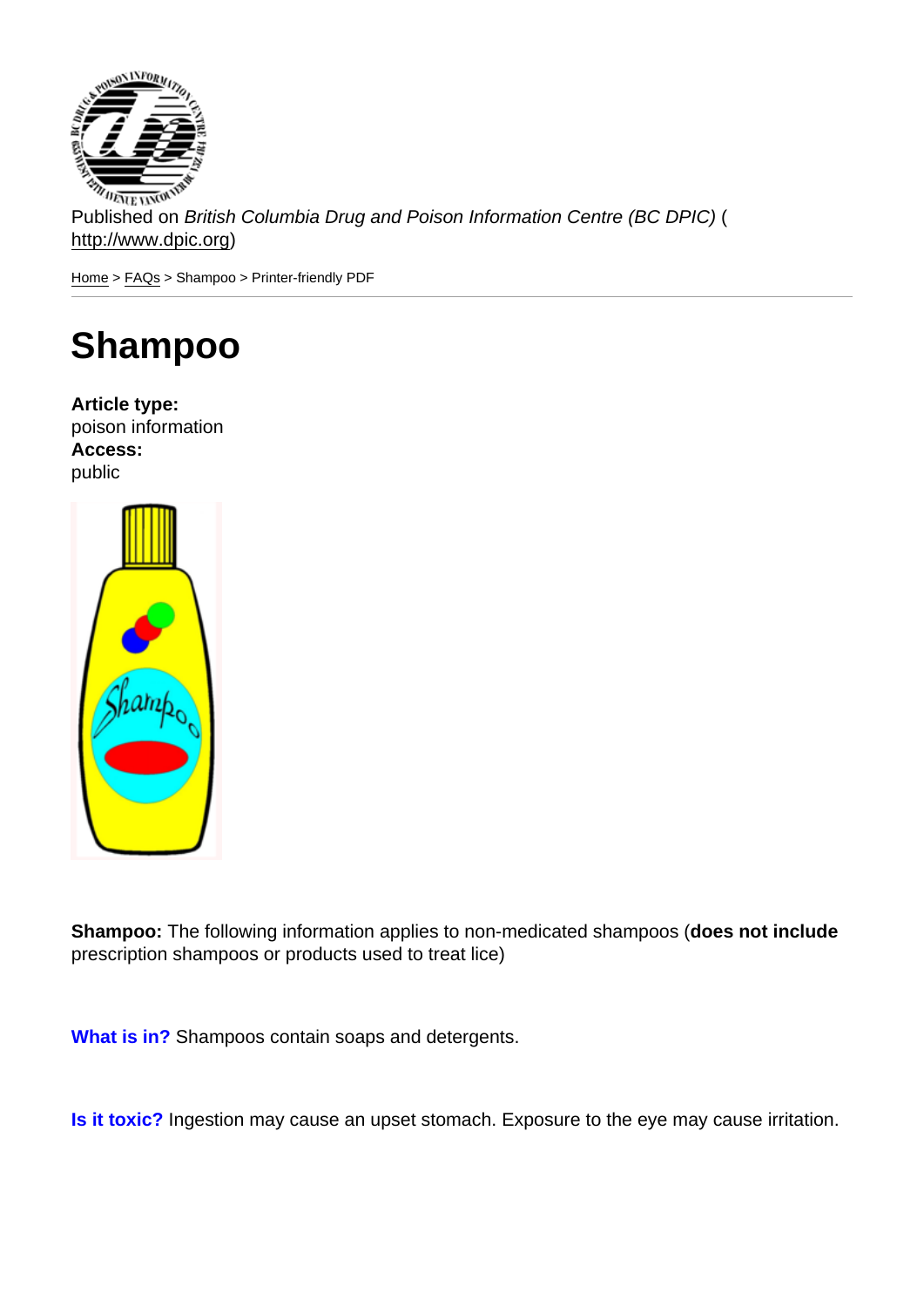Published on *British Columbia Drug and Poison Information Centre (BC DPIC)* (
http://www.dpic.org)

Home > FAQs > Shampoo > Printer-friendly PDF

# Shampoo

**Article type:**
poison information
**Access:**
public

**Shampoo:** The following information applies to non-medicated shampoos (**does not include** prescription shampoos or products used to treat lice)

**What is in?** Shampoos contain soaps and detergents.

**Is it toxic?** Ingestion may cause an upset stomach. Exposure to the eye may cause irritation.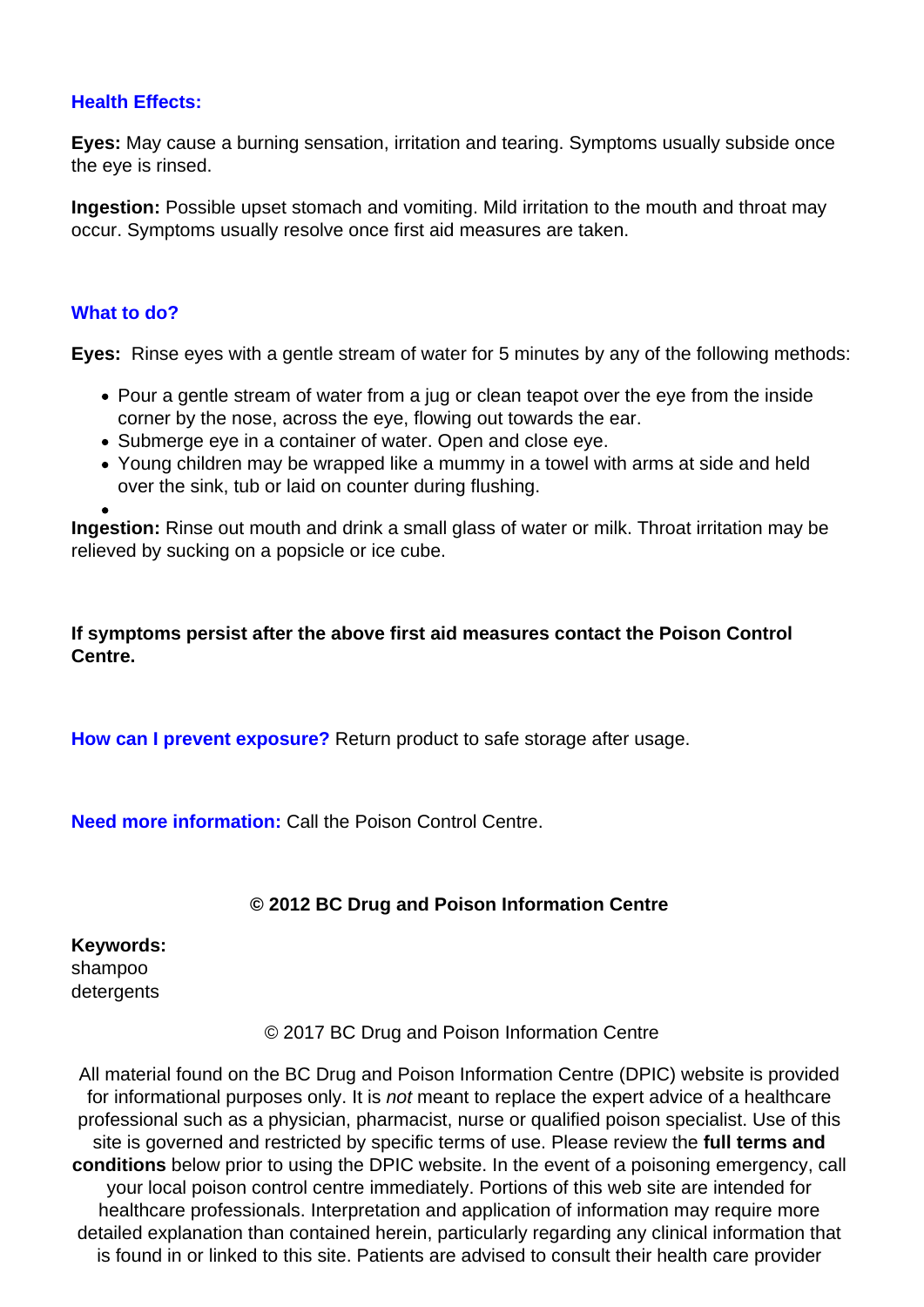### Health Effects:

**Eyes:** May cause a burning sensation, irritation and tearing. Symptoms usually subside once the eye is rinsed.

**Ingestion:** Possible upset stomach and vomiting. Mild irritation to the mouth and throat may occur. Symptoms usually resolve once first aid measures are taken.

### What to do?

**Eyes:** Rinse eyes with a gentle stream of water for 5 minutes by any of the following methods:

- Pour a gentle stream of water from a jug or clean teapot over the eye from the inside corner by the nose, across the eye, flowing out towards the ear.
- Submerge eye in a container of water. Open and close eye.
- Young children may be wrapped like a mummy in a towel with arms at side and held over the sink, tub or laid on counter during flushing.
-

**Ingestion:** Rinse out mouth and drink a small glass of water or milk. Throat irritation may be relieved by sucking on a popsicle or ice cube.

**If symptoms persist after the above first aid measures contact the Poison Control Centre.**

**How can I prevent exposure?** Return product to safe storage after usage.

**Need more information:** Call the Poison Control Centre.

**© 2012 BC Drug and Poison Information Centre**

**Keywords:**
shampoo
detergents

© 2017 BC Drug and Poison Information Centre

All material found on the BC Drug and Poison Information Centre (DPIC) website is provided for informational purposes only. It is *not* meant to replace the expert advice of a healthcare professional such as a physician, pharmacist, nurse or qualified poison specialist. Use of this site is governed and restricted by specific terms of use. Please review the **full terms and conditions** below prior to using the DPIC website. In the event of a poisoning emergency, call your local poison control centre immediately. Portions of this web site are intended for healthcare professionals. Interpretation and application of information may require more detailed explanation than contained herein, particularly regarding any clinical information that is found in or linked to this site. Patients are advised to consult their health care provider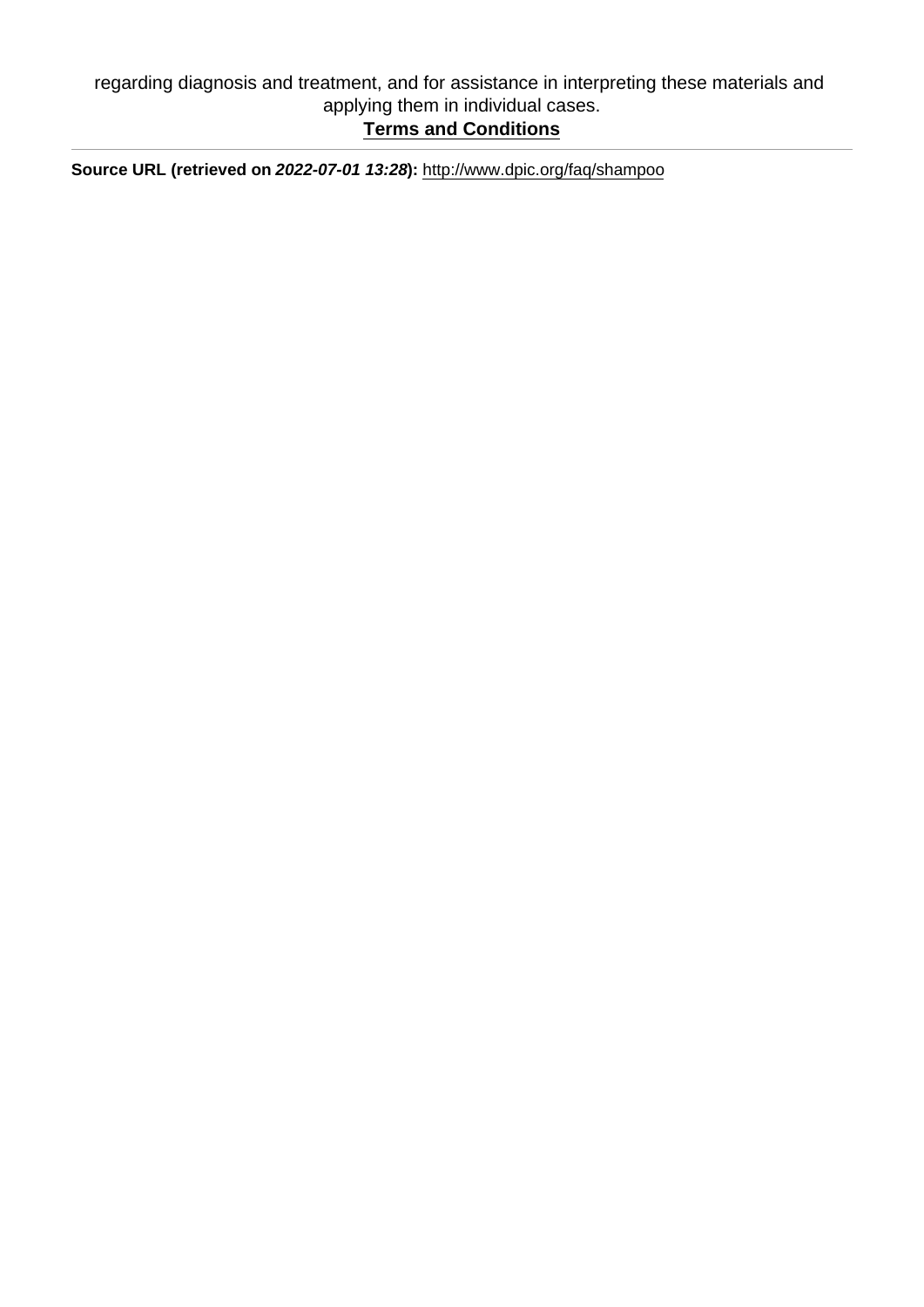regarding diagnosis and treatment, and for assistance in interpreting these materials and applying them in individual cases.

**Terms and Conditions**

---

**Source URL (retrieved on *2022-07-01 13:28*):** http://www.dpic.org/faq/shampoo